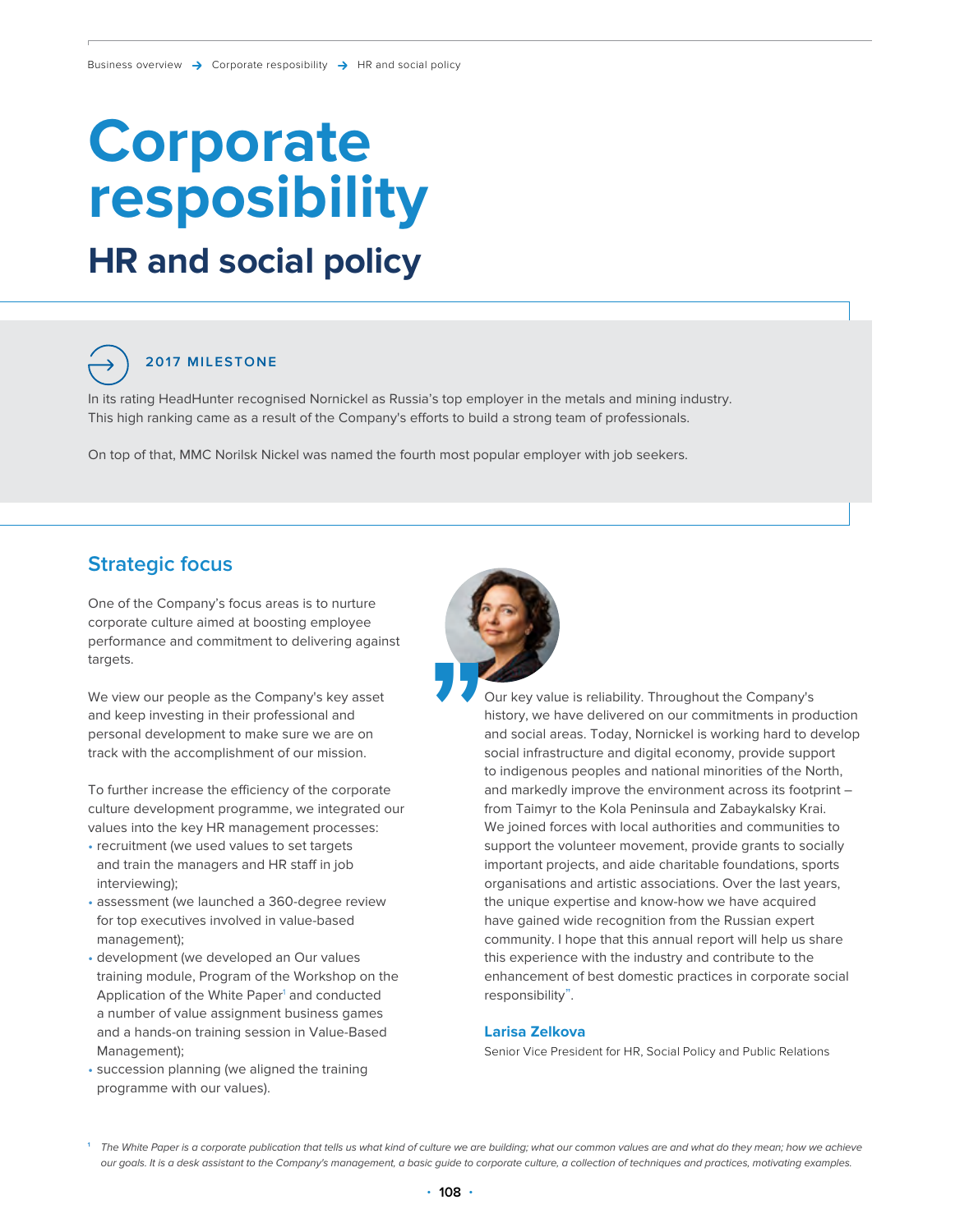Business overview → Corporate resposibility → HR and social policy

# Corporate resposibility

## HR and social policy

**2017 MILESTONE**

In its rating HeadHunter recognised Nornickel as Russia's top employer in the metals and mining industry. This high ranking came as a result of the Company's efforts to build a strong team of professionals.

On top of that, MMC Norilsk Nickel was named the fourth most popular employer with job seekers.

### Strategic focus

One of the Company's focus areas is to nurture corporate culture aimed at boosting employee performance and commitment to delivering against targets.

We view our people as the Company's key asset and keep investing in their professional and personal development to make sure we are on track with the accomplishment of our mission.

To further increase the efficiency of the corporate culture development programme, we integrated our values into the key HR management processes:

- recruitment (we used values to set targets and train the managers and HR staff in job interviewing);
- assessment (we launched a 360-degree review for top executives involved in value-based management);
- development (we developed an Our values training module, Program of the Workshop on the Application of the White Paper[1] and conducted a number of value assignment business games and a hands-on training session in Value-Based Management);
- succession planning (we aligned the training programme with our values).

"Our key value is reliability. Throughout the Company's history, we have delivered on our commitments in production and social areas. Today, Nornickel is working hard to develop social infrastructure and digital economy, provide support to indigenous peoples and national minorities of the North, and markedly improve the environment across its footprint – from Taimyr to the Kola Peninsula and Zabaykalsky Krai. We joined forces with local authorities and communities to support the volunteer movement, provide grants to socially important projects, and aide charitable foundations, sports organisations and artistic associations. Over the last years, the unique expertise and know-how we have acquired have gained wide recognition from the Russian expert community. I hope that this annual report will help us share this experience with the industry and contribute to the enhancement of best domestic practices in corporate social responsibility".

**Larisa Zelkova**

Senior Vice President for HR, Social Policy and Public Relations

[1] *The White Paper is a corporate publication that tells us what kind of culture we are building; what our common values are and what do they mean; how we achieve our goals. It is a desk assistant to the Company's management, a basic guide to corporate culture, a collection of techniques and practices, motivating examples.*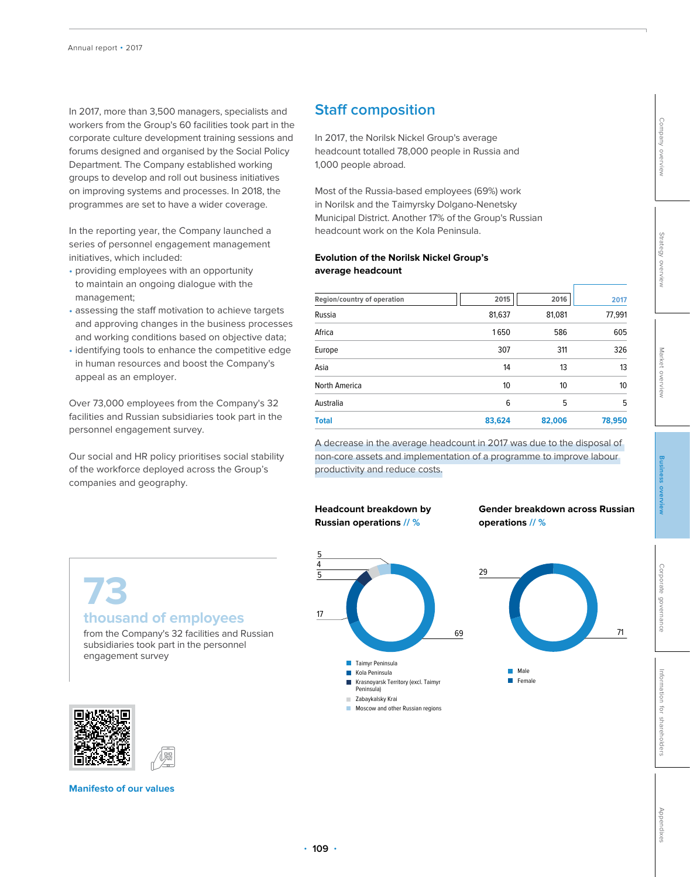In 2017, more than 3,500 managers, specialists and workers from the Group's 60 facilities took part in the corporate culture development training sessions and forums designed and organised by the Social Policy Department. The Company established working groups to develop and roll out business initiatives on improving systems and processes. In 2018, the programmes are set to have a wider coverage.

In the reporting year, the Company launched a series of personnel engagement management initiatives, which included:

- providing employees with an opportunity to maintain an ongoing dialogue with the management;
- assessing the staff motivation to achieve targets and approving changes in the business processes and working conditions based on objective data;
- identifying tools to enhance the competitive edge in human resources and boost the Company's appeal as an employer.

Over 73,000 employees from the Company's 32 facilities and Russian subsidiaries took part in the personnel engagement survey.

Our social and HR policy prioritises social stability of the workforce deployed across the Group's companies and geography.

**73**
**thousand of employees**
from the Company's 32 facilities and Russian subsidiaries took part in the personnel engagement survey

**Manifesto of our values**

## Staff composition

In 2017, the Norilsk Nickel Group's average headcount totalled 78,000 people in Russia and 1,000 people abroad.

Most of the Russia-based employees (69%) work in Norilsk and the Taimyrsky Dolgano-Nenetsky Municipal District. Another 17% of the Group's Russian headcount work on the Kola Peninsula.

**Evolution of the Norilsk Nickel Group's average headcount**

| Region/country of operation | 2015 | 2016 | 2017 |
|---|---|---|---|
| Russia | 81,637 | 81,081 | 77,991 |
| Africa | 1 650 | 586 | 605 |
| Europe | 307 | 311 | 326 |
| Asia | 14 | 13 | 13 |
| North America | 10 | 10 | 10 |
| Australia | 6 | 5 | 5 |
| **Total** | **83,624** | **82,006** | **78,950** |

A decrease in the average headcount in 2017 was due to the disposal of non-core assets and implementation of a programme to improve labour productivity and reduce costs.

**Headcount breakdown by Russian operations // %**

5
4
5
17
69

- Taimyr Peninsula
- Kola Peninsula
- Krasnoyarsk Territory (excl. Taimyr Peninsula)
- Zabaykalsky Krai
- Moscow and other Russian regions

**Gender breakdown across Russian operations // %**

29
71

- Male
- Female